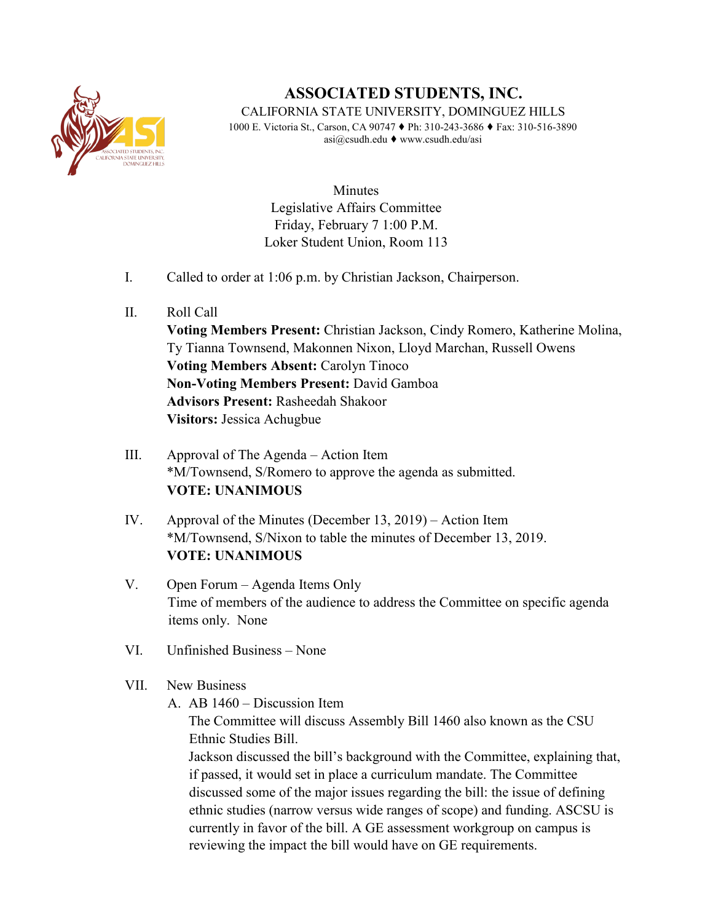# ASSOCIATED STUDENTS, INC.

CALIFORNIA STATE UNIVERSITY, DOMINGUEZ HILLS

1000 E. Victoria St., Carson, CA 90747 ♦ Ph: 310-243-3686 ♦ Fax: 310-516-3890

asi@csudh.edu ♦ www.csudh.edu/asi

Minutes
Legislative Affairs Committee
Friday, February 7 1:00 P.M.
Loker Student Union, Room 113

I. Called to order at 1:06 p.m. by Christian Jackson, Chairperson.

II. Roll Call
**Voting Members Present:** Christian Jackson, Cindy Romero, Katherine Molina, Ty Tianna Townsend, Makonnen Nixon, Lloyd Marchan, Russell Owens
**Voting Members Absent:** Carolyn Tinoco
**Non-Voting Members Present:** David Gamboa
**Advisors Present:** Rasheedah Shakoor
**Visitors:** Jessica Achugbue

III. Approval of The Agenda – Action Item
*M/Townsend, S/Romero to approve the agenda as submitted.
**VOTE: UNANIMOUS**

IV. Approval of the Minutes (December 13, 2019) – Action Item
*M/Townsend, S/Nixon to table the minutes of December 13, 2019.
**VOTE: UNANIMOUS**

V. Open Forum – Agenda Items Only
Time of members of the audience to address the Committee on specific agenda items only. None

VI. Unfinished Business – None

VII. New Business

A. AB 1460 – Discussion Item
The Committee will discuss Assembly Bill 1460 also known as the CSU Ethnic Studies Bill.
Jackson discussed the bill's background with the Committee, explaining that, if passed, it would set in place a curriculum mandate. The Committee discussed some of the major issues regarding the bill: the issue of defining ethnic studies (narrow versus wide ranges of scope) and funding. ASCSU is currently in favor of the bill. A GE assessment workgroup on campus is reviewing the impact the bill would have on GE requirements.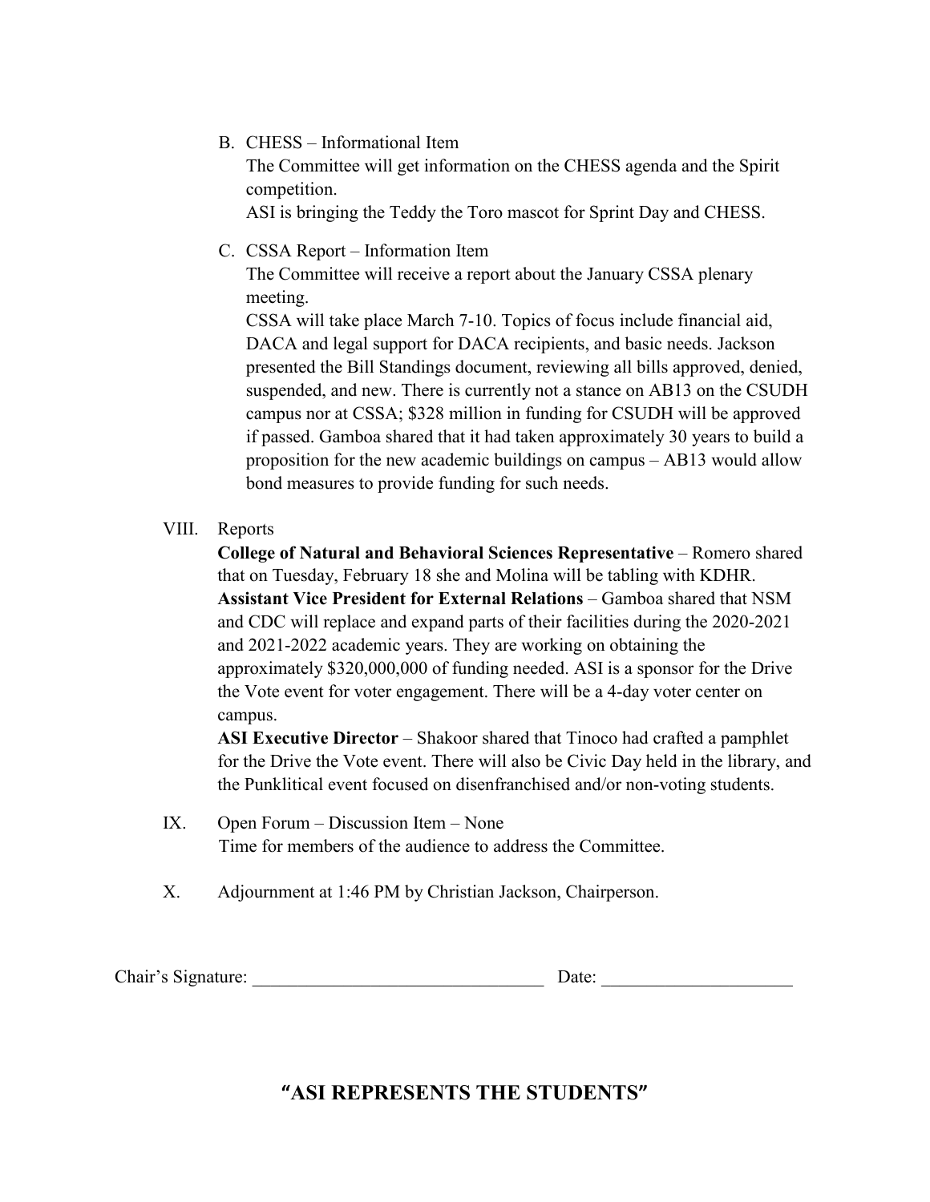B. CHESS – Informational Item
   The Committee will get information on the CHESS agenda and the Spirit competition.
   ASI is bringing the Teddy the Toro mascot for Sprint Day and CHESS.

C. CSSA Report – Information Item
   The Committee will receive a report about the January CSSA plenary meeting.
   CSSA will take place March 7-10. Topics of focus include financial aid, DACA and legal support for DACA recipients, and basic needs. Jackson presented the Bill Standings document, reviewing all bills approved, denied, suspended, and new. There is currently not a stance on AB13 on the CSUDH campus nor at CSSA; $328 million in funding for CSUDH will be approved if passed. Gamboa shared that it had taken approximately 30 years to build a proposition for the new academic buildings on campus – AB13 would allow bond measures to provide funding for such needs.

VIII. Reports

**College of Natural and Behavioral Sciences Representative** – Romero shared that on Tuesday, February 18 she and Molina will be tabling with KDHR.
**Assistant Vice President for External Relations** – Gamboa shared that NSM and CDC will replace and expand parts of their facilities during the 2020-2021 and 2021-2022 academic years. They are working on obtaining the approximately $320,000,000 of funding needed. ASI is a sponsor for the Drive the Vote event for voter engagement. There will be a 4-day voter center on campus.
**ASI Executive Director** – Shakoor shared that Tinoco had crafted a pamphlet for the Drive the Vote event. There will also be Civic Day held in the library, and the Punklitical event focused on disenfranchised and/or non-voting students.

IX. Open Forum – Discussion Item – None
Time for members of the audience to address the Committee.

X. Adjournment at 1:46 PM by Christian Jackson, Chairperson.

Chair's Signature: \_\_\_\_\_\_\_\_\_\_\_\_\_\_\_\_\_\_\_\_\_\_\_\_\_\_\_\_\_\_\_\_ Date: \_\_\_\_\_\_\_\_\_\_\_\_\_\_\_\_\_\_\_\_\_

## "ASI REPRESENTS THE STUDENTS"